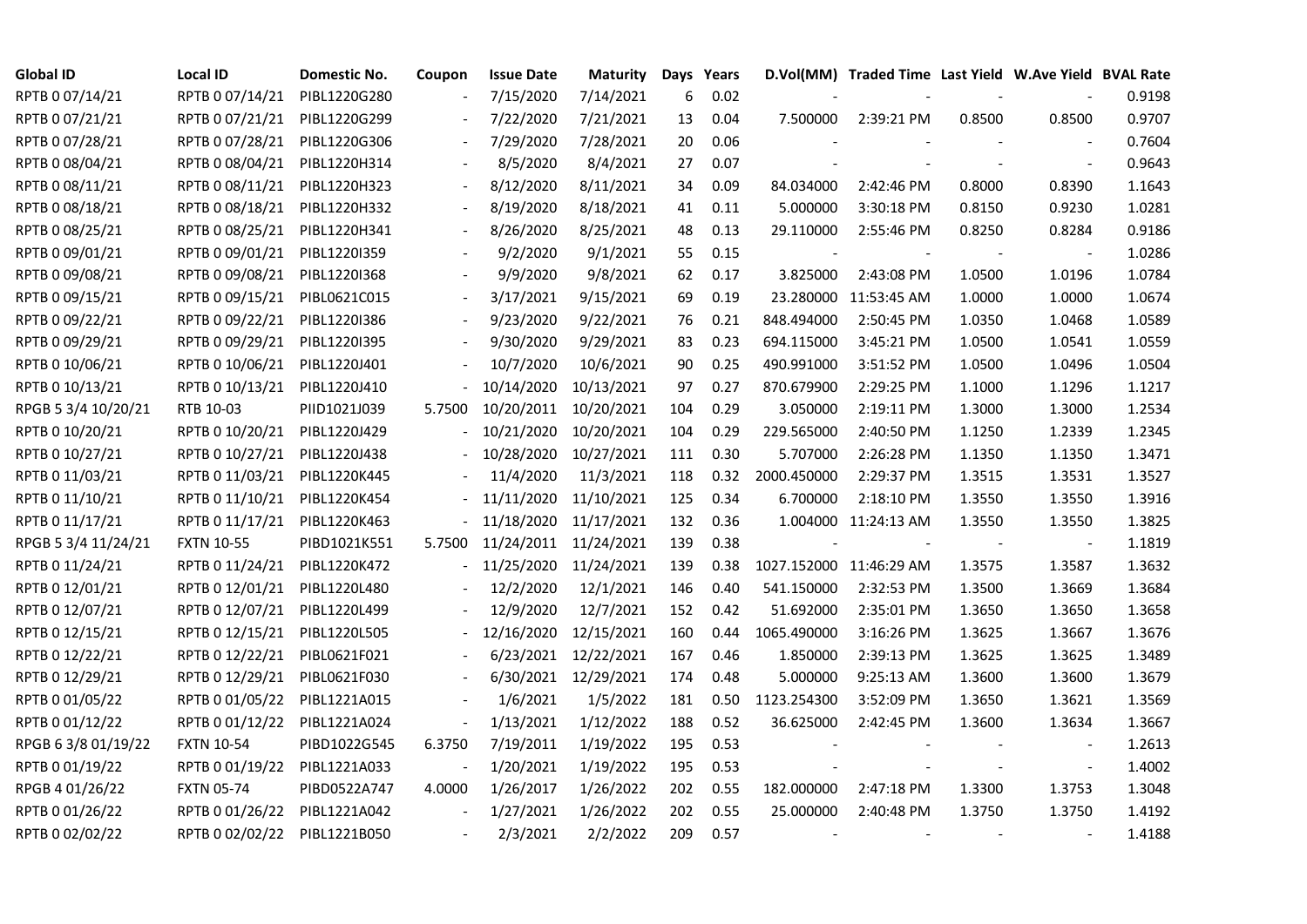| Global ID | Local ID | Domestic No. | Coupon | Issue Date | Maturity | Days | Years | D.Vol(MM) | Traded Time | Last Yield | W.Ave Yield | BVAL Rate |
|---|---|---|---|---|---|---|---|---|---|---|---|---|
| RPTB 0 07/14/21 | RPTB 0 07/14/21 | PIBL1220G280 | - | 7/15/2020 | 7/14/2021 | 6 | 0.02 | - | - | - | - | 0.9198 |
| RPTB 0 07/21/21 | RPTB 0 07/21/21 | PIBL1220G299 | - | 7/22/2020 | 7/21/2021 | 13 | 0.04 | 7.500000 | 2:39:21 PM | 0.8500 | 0.8500 | 0.9707 |
| RPTB 0 07/28/21 | RPTB 0 07/28/21 | PIBL1220G306 | - | 7/29/2020 | 7/28/2021 | 20 | 0.06 | - | - | - | - | 0.7604 |
| RPTB 0 08/04/21 | RPTB 0 08/04/21 | PIBL1220H314 | - | 8/5/2020 | 8/4/2021 | 27 | 0.07 | - | - | - | - | 0.9643 |
| RPTB 0 08/11/21 | RPTB 0 08/11/21 | PIBL1220H323 | - | 8/12/2020 | 8/11/2021 | 34 | 0.09 | 84.034000 | 2:42:46 PM | 0.8000 | 0.8390 | 1.1643 |
| RPTB 0 08/18/21 | RPTB 0 08/18/21 | PIBL1220H332 | - | 8/19/2020 | 8/18/2021 | 41 | 0.11 | 5.000000 | 3:30:18 PM | 0.8150 | 0.9230 | 1.0281 |
| RPTB 0 08/25/21 | RPTB 0 08/25/21 | PIBL1220H341 | - | 8/26/2020 | 8/25/2021 | 48 | 0.13 | 29.110000 | 2:55:46 PM | 0.8250 | 0.8284 | 0.9186 |
| RPTB 0 09/01/21 | RPTB 0 09/01/21 | PIBL1220I359 | - | 9/2/2020 | 9/1/2021 | 55 | 0.15 | - | - | - | - | 1.0286 |
| RPTB 0 09/08/21 | RPTB 0 09/08/21 | PIBL1220I368 | - | 9/9/2020 | 9/8/2021 | 62 | 0.17 | 3.825000 | 2:43:08 PM | 1.0500 | 1.0196 | 1.0784 |
| RPTB 0 09/15/21 | RPTB 0 09/15/21 | PIBL0621C015 | - | 3/17/2021 | 9/15/2021 | 69 | 0.19 | 23.280000 | 11:53:45 AM | 1.0000 | 1.0000 | 1.0674 |
| RPTB 0 09/22/21 | RPTB 0 09/22/21 | PIBL1220I386 | - | 9/23/2020 | 9/22/2021 | 76 | 0.21 | 848.494000 | 2:50:45 PM | 1.0350 | 1.0468 | 1.0589 |
| RPTB 0 09/29/21 | RPTB 0 09/29/21 | PIBL1220I395 | - | 9/30/2020 | 9/29/2021 | 83 | 0.23 | 694.115000 | 3:45:21 PM | 1.0500 | 1.0541 | 1.0559 |
| RPTB 0 10/06/21 | RPTB 0 10/06/21 | PIBL1220J401 | - | 10/7/2020 | 10/6/2021 | 90 | 0.25 | 490.991000 | 3:51:52 PM | 1.0500 | 1.0496 | 1.0504 |
| RPTB 0 10/13/21 | RPTB 0 10/13/21 | PIBL1220J410 | - | 10/14/2020 | 10/13/2021 | 97 | 0.27 | 870.679900 | 2:29:25 PM | 1.1000 | 1.1296 | 1.1217 |
| RPGB 5 3/4 10/20/21 | RTB 10-03 | PIID1021J039 | 5.7500 | 10/20/2011 | 10/20/2021 | 104 | 0.29 | 3.050000 | 2:19:11 PM | 1.3000 | 1.3000 | 1.2534 |
| RPTB 0 10/20/21 | RPTB 0 10/20/21 | PIBL1220J429 | - | 10/21/2020 | 10/20/2021 | 104 | 0.29 | 229.565000 | 2:40:50 PM | 1.1250 | 1.2339 | 1.2345 |
| RPTB 0 10/27/21 | RPTB 0 10/27/21 | PIBL1220J438 | - | 10/28/2020 | 10/27/2021 | 111 | 0.30 | 5.707000 | 2:26:28 PM | 1.1350 | 1.1350 | 1.3471 |
| RPTB 0 11/03/21 | RPTB 0 11/03/21 | PIBL1220K445 | - | 11/4/2020 | 11/3/2021 | 118 | 0.32 | 2000.450000 | 2:29:37 PM | 1.3515 | 1.3531 | 1.3527 |
| RPTB 0 11/10/21 | RPTB 0 11/10/21 | PIBL1220K454 | - | 11/11/2020 | 11/10/2021 | 125 | 0.34 | 6.700000 | 2:18:10 PM | 1.3550 | 1.3550 | 1.3916 |
| RPTB 0 11/17/21 | RPTB 0 11/17/21 | PIBL1220K463 | - | 11/18/2020 | 11/17/2021 | 132 | 0.36 | 1.004000 | 11:24:13 AM | 1.3550 | 1.3550 | 1.3825 |
| RPGB 5 3/4 11/24/21 | FXTN 10-55 | PIBD1021K551 | 5.7500 | 11/24/2011 | 11/24/2021 | 139 | 0.38 | - | - | - | - | 1.1819 |
| RPTB 0 11/24/21 | RPTB 0 11/24/21 | PIBL1220K472 | - | 11/25/2020 | 11/24/2021 | 139 | 0.38 | 1027.152000 | 11:46:29 AM | 1.3575 | 1.3587 | 1.3632 |
| RPTB 0 12/01/21 | RPTB 0 12/01/21 | PIBL1220L480 | - | 12/2/2020 | 12/1/2021 | 146 | 0.40 | 541.150000 | 2:32:53 PM | 1.3500 | 1.3669 | 1.3684 |
| RPTB 0 12/07/21 | RPTB 0 12/07/21 | PIBL1220L499 | - | 12/9/2020 | 12/7/2021 | 152 | 0.42 | 51.692000 | 2:35:01 PM | 1.3650 | 1.3650 | 1.3658 |
| RPTB 0 12/15/21 | RPTB 0 12/15/21 | PIBL1220L505 | - | 12/16/2020 | 12/15/2021 | 160 | 0.44 | 1065.490000 | 3:16:26 PM | 1.3625 | 1.3667 | 1.3676 |
| RPTB 0 12/22/21 | RPTB 0 12/22/21 | PIBL0621F021 | - | 6/23/2021 | 12/22/2021 | 167 | 0.46 | 1.850000 | 2:39:13 PM | 1.3625 | 1.3625 | 1.3489 |
| RPTB 0 12/29/21 | RPTB 0 12/29/21 | PIBL0621F030 | - | 6/30/2021 | 12/29/2021 | 174 | 0.48 | 5.000000 | 9:25:13 AM | 1.3600 | 1.3600 | 1.3679 |
| RPTB 0 01/05/22 | RPTB 0 01/05/22 | PIBL1221A015 | - | 1/6/2021 | 1/5/2022 | 181 | 0.50 | 1123.254300 | 3:52:09 PM | 1.3650 | 1.3621 | 1.3569 |
| RPTB 0 01/12/22 | RPTB 0 01/12/22 | PIBL1221A024 | - | 1/13/2021 | 1/12/2022 | 188 | 0.52 | 36.625000 | 2:42:45 PM | 1.3600 | 1.3634 | 1.3667 |
| RPGB 6 3/8 01/19/22 | FXTN 10-54 | PIBD1022G545 | 6.3750 | 7/19/2011 | 1/19/2022 | 195 | 0.53 | - | - | - | - | 1.2613 |
| RPTB 0 01/19/22 | RPTB 0 01/19/22 | PIBL1221A033 | - | 1/20/2021 | 1/19/2022 | 195 | 0.53 | - | - | - | - | 1.4002 |
| RPGB 4 01/26/22 | FXTN 05-74 | PIBD0522A747 | 4.0000 | 1/26/2017 | 1/26/2022 | 202 | 0.55 | 182.000000 | 2:47:18 PM | 1.3300 | 1.3753 | 1.3048 |
| RPTB 0 01/26/22 | RPTB 0 01/26/22 | PIBL1221A042 | - | 1/27/2021 | 1/26/2022 | 202 | 0.55 | 25.000000 | 2:40:48 PM | 1.3750 | 1.3750 | 1.4192 |
| RPTB 0 02/02/22 | RPTB 0 02/02/22 | PIBL1221B050 | - | 2/3/2021 | 2/2/2022 | 209 | 0.57 | - | - | - | - | 1.4188 |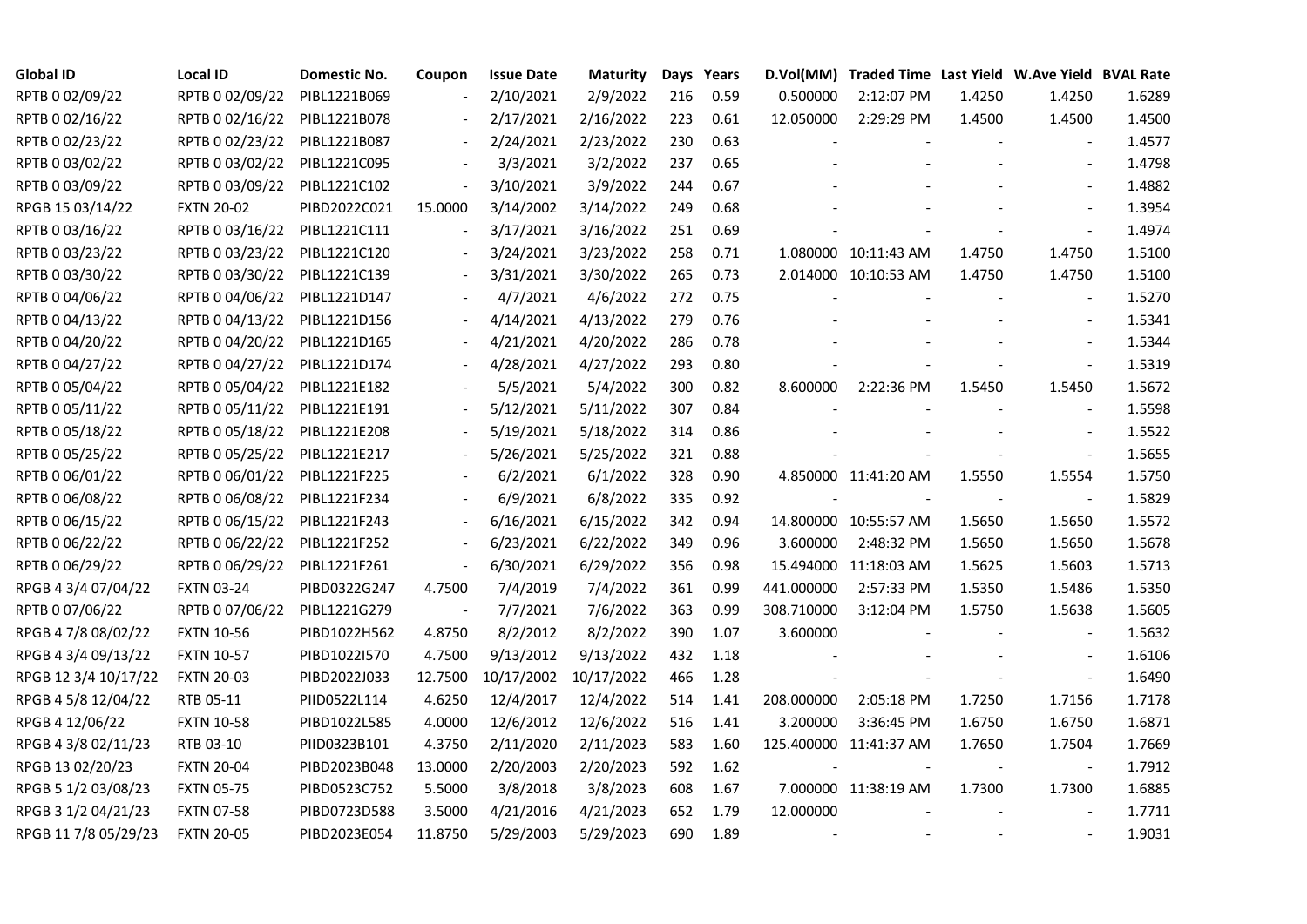| Global ID | Local ID | Domestic No. | Coupon | Issue Date | Maturity | Days | Years | D.Vol(MM) | Traded Time | Last Yield | W.Ave Yield | BVAL Rate |
|---|---|---|---|---|---|---|---|---|---|---|---|---|
| RPTB 0 02/09/22 | RPTB 0 02/09/22 | PIBL1221B069 | - | 2/10/2021 | 2/9/2022 | 216 | 0.59 | 0.500000 | 2:12:07 PM | 1.4250 | 1.4250 | 1.6289 |
| RPTB 0 02/16/22 | RPTB 0 02/16/22 | PIBL1221B078 | - | 2/17/2021 | 2/16/2022 | 223 | 0.61 | 12.050000 | 2:29:29 PM | 1.4500 | 1.4500 | 1.4500 |
| RPTB 0 02/23/22 | RPTB 0 02/23/22 | PIBL1221B087 | - | 2/24/2021 | 2/23/2022 | 230 | 0.63 | - | - | - | - | 1.4577 |
| RPTB 0 03/02/22 | RPTB 0 03/02/22 | PIBL1221C095 | - | 3/3/2021 | 3/2/2022 | 237 | 0.65 | - | - | - | - | 1.4798 |
| RPTB 0 03/09/22 | RPTB 0 03/09/22 | PIBL1221C102 | - | 3/10/2021 | 3/9/2022 | 244 | 0.67 | - | - | - | - | 1.4882 |
| RPGB 15 03/14/22 | FXTN 20-02 | PIBD2022C021 | 15.0000 | 3/14/2002 | 3/14/2022 | 249 | 0.68 | - | - | - | - | 1.3954 |
| RPTB 0 03/16/22 | RPTB 0 03/16/22 | PIBL1221C111 | - | 3/17/2021 | 3/16/2022 | 251 | 0.69 | - | - | - | - | 1.4974 |
| RPTB 0 03/23/22 | RPTB 0 03/23/22 | PIBL1221C120 | - | 3/24/2021 | 3/23/2022 | 258 | 0.71 | 1.080000 | 10:11:43 AM | 1.4750 | 1.4750 | 1.5100 |
| RPTB 0 03/30/22 | RPTB 0 03/30/22 | PIBL1221C139 | - | 3/31/2021 | 3/30/2022 | 265 | 0.73 | 2.014000 | 10:10:53 AM | 1.4750 | 1.4750 | 1.5100 |
| RPTB 0 04/06/22 | RPTB 0 04/06/22 | PIBL1221D147 | - | 4/7/2021 | 4/6/2022 | 272 | 0.75 | - | - | - | - | 1.5270 |
| RPTB 0 04/13/22 | RPTB 0 04/13/22 | PIBL1221D156 | - | 4/14/2021 | 4/13/2022 | 279 | 0.76 | - | - | - | - | 1.5341 |
| RPTB 0 04/20/22 | RPTB 0 04/20/22 | PIBL1221D165 | - | 4/21/2021 | 4/20/2022 | 286 | 0.78 | - | - | - | - | 1.5344 |
| RPTB 0 04/27/22 | RPTB 0 04/27/22 | PIBL1221D174 | - | 4/28/2021 | 4/27/2022 | 293 | 0.80 | - | - | - | - | 1.5319 |
| RPTB 0 05/04/22 | RPTB 0 05/04/22 | PIBL1221E182 | - | 5/5/2021 | 5/4/2022 | 300 | 0.82 | 8.600000 | 2:22:36 PM | 1.5450 | 1.5450 | 1.5672 |
| RPTB 0 05/11/22 | RPTB 0 05/11/22 | PIBL1221E191 | - | 5/12/2021 | 5/11/2022 | 307 | 0.84 | - | - | - | - | 1.5598 |
| RPTB 0 05/18/22 | RPTB 0 05/18/22 | PIBL1221E208 | - | 5/19/2021 | 5/18/2022 | 314 | 0.86 | - | - | - | - | 1.5522 |
| RPTB 0 05/25/22 | RPTB 0 05/25/22 | PIBL1221E217 | - | 5/26/2021 | 5/25/2022 | 321 | 0.88 | - | - | - | - | 1.5655 |
| RPTB 0 06/01/22 | RPTB 0 06/01/22 | PIBL1221F225 | - | 6/2/2021 | 6/1/2022 | 328 | 0.90 | 4.850000 | 11:41:20 AM | 1.5550 | 1.5554 | 1.5750 |
| RPTB 0 06/08/22 | RPTB 0 06/08/22 | PIBL1221F234 | - | 6/9/2021 | 6/8/2022 | 335 | 0.92 | - | - | - | - | 1.5829 |
| RPTB 0 06/15/22 | RPTB 0 06/15/22 | PIBL1221F243 | - | 6/16/2021 | 6/15/2022 | 342 | 0.94 | 14.800000 | 10:55:57 AM | 1.5650 | 1.5650 | 1.5572 |
| RPTB 0 06/22/22 | RPTB 0 06/22/22 | PIBL1221F252 | - | 6/23/2021 | 6/22/2022 | 349 | 0.96 | 3.600000 | 2:48:32 PM | 1.5650 | 1.5650 | 1.5678 |
| RPTB 0 06/29/22 | RPTB 0 06/29/22 | PIBL1221F261 | - | 6/30/2021 | 6/29/2022 | 356 | 0.98 | 15.494000 | 11:18:03 AM | 1.5625 | 1.5603 | 1.5713 |
| RPGB 4 3/4 07/04/22 | FXTN 03-24 | PIBD0322G247 | 4.7500 | 7/4/2019 | 7/4/2022 | 361 | 0.99 | 441.000000 | 2:57:33 PM | 1.5350 | 1.5486 | 1.5350 |
| RPTB 0 07/06/22 | RPTB 0 07/06/22 | PIBL1221G279 | - | 7/7/2021 | 7/6/2022 | 363 | 0.99 | 308.710000 | 3:12:04 PM | 1.5750 | 1.5638 | 1.5605 |
| RPGB 4 7/8 08/02/22 | FXTN 10-56 | PIBD1022H562 | 4.8750 | 8/2/2012 | 8/2/2022 | 390 | 1.07 | 3.600000 | - | - | - | 1.5632 |
| RPGB 4 3/4 09/13/22 | FXTN 10-57 | PIBD1022I570 | 4.7500 | 9/13/2012 | 9/13/2022 | 432 | 1.18 | - | - | - | - | 1.6106 |
| RPGB 12 3/4 10/17/22 | FXTN 20-03 | PIBD2022J033 | 12.7500 | 10/17/2002 | 10/17/2022 | 466 | 1.28 | - | - | - | - | 1.6490 |
| RPGB 4 5/8 12/04/22 | RTB 05-11 | PIID0522L114 | 4.6250 | 12/4/2017 | 12/4/2022 | 514 | 1.41 | 208.000000 | 2:05:18 PM | 1.7250 | 1.7156 | 1.7178 |
| RPGB 4 12/06/22 | FXTN 10-58 | PIBD1022L585 | 4.0000 | 12/6/2012 | 12/6/2022 | 516 | 1.41 | 3.200000 | 3:36:45 PM | 1.6750 | 1.6750 | 1.6871 |
| RPGB 4 3/8 02/11/23 | RTB 03-10 | PIID0323B101 | 4.3750 | 2/11/2020 | 2/11/2023 | 583 | 1.60 | 125.400000 | 11:41:37 AM | 1.7650 | 1.7504 | 1.7669 |
| RPGB 13 02/20/23 | FXTN 20-04 | PIBD2023B048 | 13.0000 | 2/20/2003 | 2/20/2023 | 592 | 1.62 | - | - | - | - | 1.7912 |
| RPGB 5 1/2 03/08/23 | FXTN 05-75 | PIBD0523C752 | 5.5000 | 3/8/2018 | 3/8/2023 | 608 | 1.67 | 7.000000 | 11:38:19 AM | 1.7300 | 1.7300 | 1.6885 |
| RPGB 3 1/2 04/21/23 | FXTN 07-58 | PIBD0723D588 | 3.5000 | 4/21/2016 | 4/21/2023 | 652 | 1.79 | 12.000000 | - | - | - | 1.7711 |
| RPGB 11 7/8 05/29/23 | FXTN 20-05 | PIBD2023E054 | 11.8750 | 5/29/2003 | 5/29/2023 | 690 | 1.89 | - | - | - | - | 1.9031 |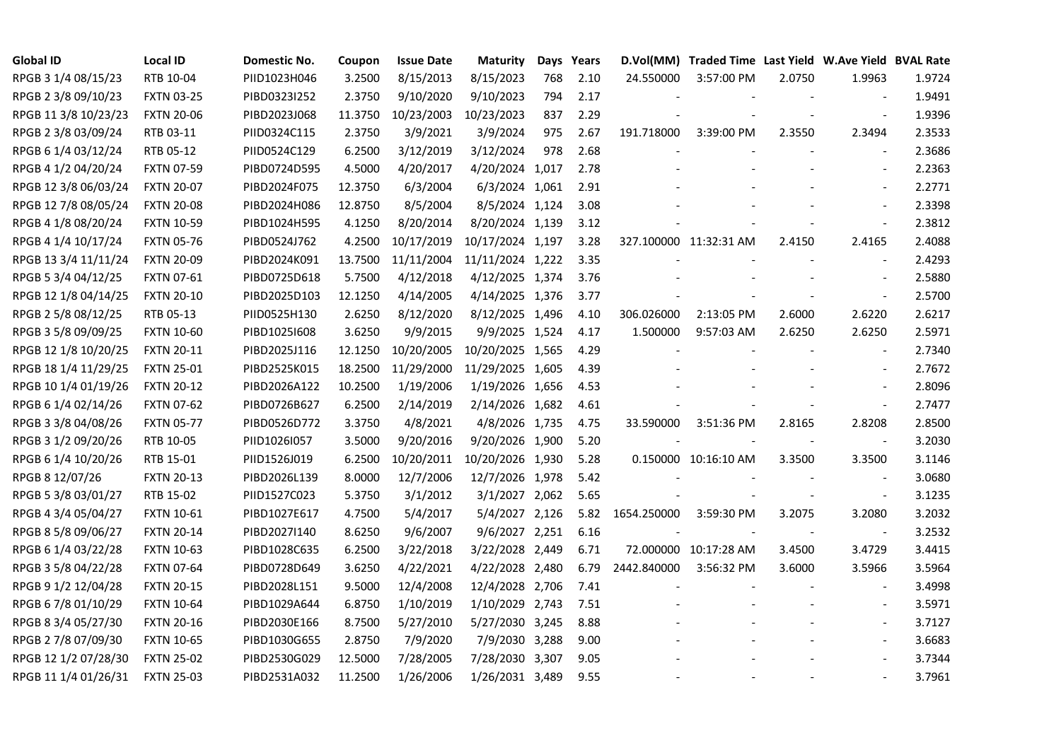| Global ID | Local ID | Domestic No. | Coupon | Issue Date | Maturity | Days | Years | D.Vol(MM) | Traded Time | Last Yield | W.Ave Yield | BVAL Rate |
|---|---|---|---|---|---|---|---|---|---|---|---|---|
| RPGB 3 1/4 08/15/23 | RTB 10-04 | PIID1023H046 | 3.2500 | 8/15/2013 | 8/15/2023 | 768 | 2.10 | 24.550000 | 3:57:00 PM | 2.0750 | 1.9963 | 1.9724 |
| RPGB 2 3/8 09/10/23 | FXTN 03-25 | PIBD0323I252 | 2.3750 | 9/10/2020 | 9/10/2023 | 794 | 2.17 | - | - | - | - | 1.9491 |
| RPGB 11 3/8 10/23/23 | FXTN 20-06 | PIBD2023J068 | 11.3750 | 10/23/2003 | 10/23/2023 | 837 | 2.29 | - | - | - | - | 1.9396 |
| RPGB 2 3/8 03/09/24 | RTB 03-11 | PIID0324C115 | 2.3750 | 3/9/2021 | 3/9/2024 | 975 | 2.67 | 191.718000 | 3:39:00 PM | 2.3550 | 2.3494 | 2.3533 |
| RPGB 6 1/4 03/12/24 | RTB 05-12 | PIID0524C129 | 6.2500 | 3/12/2019 | 3/12/2024 | 978 | 2.68 | - | - | - | - | 2.3686 |
| RPGB 4 1/2 04/20/24 | FXTN 07-59 | PIBD0724D595 | 4.5000 | 4/20/2017 | 4/20/2024 | 1,017 | 2.78 | - | - | - | - | 2.2363 |
| RPGB 12 3/8 06/03/24 | FXTN 20-07 | PIBD2024F075 | 12.3750 | 6/3/2004 | 6/3/2024 | 1,061 | 2.91 | - | - | - | - | 2.2771 |
| RPGB 12 7/8 08/05/24 | FXTN 20-08 | PIBD2024H086 | 12.8750 | 8/5/2004 | 8/5/2024 | 1,124 | 3.08 | - | - | - | - | 2.3398 |
| RPGB 4 1/8 08/20/24 | FXTN 10-59 | PIBD1024H595 | 4.1250 | 8/20/2014 | 8/20/2024 | 1,139 | 3.12 | - | - | - | - | 2.3812 |
| RPGB 4 1/4 10/17/24 | FXTN 05-76 | PIBD0524J762 | 4.2500 | 10/17/2019 | 10/17/2024 | 1,197 | 3.28 | 327.100000 | 11:32:31 AM | 2.4150 | 2.4165 | 2.4088 |
| RPGB 13 3/4 11/11/24 | FXTN 20-09 | PIBD2024K091 | 13.7500 | 11/11/2004 | 11/11/2024 | 1,222 | 3.35 | - | - | - | - | 2.4293 |
| RPGB 5 3/4 04/12/25 | FXTN 07-61 | PIBD0725D618 | 5.7500 | 4/12/2018 | 4/12/2025 | 1,374 | 3.76 | - | - | - | - | 2.5880 |
| RPGB 12 1/8 04/14/25 | FXTN 20-10 | PIBD2025D103 | 12.1250 | 4/14/2005 | 4/14/2025 | 1,376 | 3.77 | - | - | - | - | 2.5700 |
| RPGB 2 5/8 08/12/25 | RTB 05-13 | PIID0525H130 | 2.6250 | 8/12/2020 | 8/12/2025 | 1,496 | 4.10 | 306.026000 | 2:13:05 PM | 2.6000 | 2.6220 | 2.6217 |
| RPGB 3 5/8 09/09/25 | FXTN 10-60 | PIBD1025I608 | 3.6250 | 9/9/2015 | 9/9/2025 | 1,524 | 4.17 | 1.500000 | 9:57:03 AM | 2.6250 | 2.6250 | 2.5971 |
| RPGB 12 1/8 10/20/25 | FXTN 20-11 | PIBD2025J116 | 12.1250 | 10/20/2005 | 10/20/2025 | 1,565 | 4.29 | - | - | - | - | 2.7340 |
| RPGB 18 1/4 11/29/25 | FXTN 25-01 | PIBD2525K015 | 18.2500 | 11/29/2000 | 11/29/2025 | 1,605 | 4.39 | - | - | - | - | 2.7672 |
| RPGB 10 1/4 01/19/26 | FXTN 20-12 | PIBD2026A122 | 10.2500 | 1/19/2006 | 1/19/2026 | 1,656 | 4.53 | - | - | - | - | 2.8096 |
| RPGB 6 1/4 02/14/26 | FXTN 07-62 | PIBD0726B627 | 6.2500 | 2/14/2019 | 2/14/2026 | 1,682 | 4.61 | - | - | - | - | 2.7477 |
| RPGB 3 3/8 04/08/26 | FXTN 05-77 | PIBD0526D772 | 3.3750 | 4/8/2021 | 4/8/2026 | 1,735 | 4.75 | 33.590000 | 3:51:36 PM | 2.8165 | 2.8208 | 2.8500 |
| RPGB 3 1/2 09/20/26 | RTB 10-05 | PIID1026I057 | 3.5000 | 9/20/2016 | 9/20/2026 | 1,900 | 5.20 | - | - | - | - | 3.2030 |
| RPGB 6 1/4 10/20/26 | RTB 15-01 | PIID1526J019 | 6.2500 | 10/20/2011 | 10/20/2026 | 1,930 | 5.28 | 0.150000 | 10:16:10 AM | 3.3500 | 3.3500 | 3.1146 |
| RPGB 8 12/07/26 | FXTN 20-13 | PIBD2026L139 | 8.0000 | 12/7/2006 | 12/7/2026 | 1,978 | 5.42 | - | - | - | - | 3.0680 |
| RPGB 5 3/8 03/01/27 | RTB 15-02 | PIID1527C023 | 5.3750 | 3/1/2012 | 3/1/2027 | 2,062 | 5.65 | - | - | - | - | 3.1235 |
| RPGB 4 3/4 05/04/27 | FXTN 10-61 | PIBD1027E617 | 4.7500 | 5/4/2017 | 5/4/2027 | 2,126 | 5.82 | 1654.250000 | 3:59:30 PM | 3.2075 | 3.2080 | 3.2032 |
| RPGB 8 5/8 09/06/27 | FXTN 20-14 | PIBD2027I140 | 8.6250 | 9/6/2007 | 9/6/2027 | 2,251 | 6.16 | - | - | - | - | 3.2532 |
| RPGB 6 1/4 03/22/28 | FXTN 10-63 | PIBD1028C635 | 6.2500 | 3/22/2018 | 3/22/2028 | 2,449 | 6.71 | 72.000000 | 10:17:28 AM | 3.4500 | 3.4729 | 3.4415 |
| RPGB 3 5/8 04/22/28 | FXTN 07-64 | PIBD0728D649 | 3.6250 | 4/22/2021 | 4/22/2028 | 2,480 | 6.79 | 2442.840000 | 3:56:32 PM | 3.6000 | 3.5966 | 3.5964 |
| RPGB 9 1/2 12/04/28 | FXTN 20-15 | PIBD2028L151 | 9.5000 | 12/4/2008 | 12/4/2028 | 2,706 | 7.41 | - | - | - | - | 3.4998 |
| RPGB 6 7/8 01/10/29 | FXTN 10-64 | PIBD1029A644 | 6.8750 | 1/10/2019 | 1/10/2029 | 2,743 | 7.51 | - | - | - | - | 3.5971 |
| RPGB 8 3/4 05/27/30 | FXTN 20-16 | PIBD2030E166 | 8.7500 | 5/27/2010 | 5/27/2030 | 3,245 | 8.88 | - | - | - | - | 3.7127 |
| RPGB 2 7/8 07/09/30 | FXTN 10-65 | PIBD1030G655 | 2.8750 | 7/9/2020 | 7/9/2030 | 3,288 | 9.00 | - | - | - | - | 3.6683 |
| RPGB 12 1/2 07/28/30 | FXTN 25-02 | PIBD2530G029 | 12.5000 | 7/28/2005 | 7/28/2030 | 3,307 | 9.05 | - | - | - | - | 3.7344 |
| RPGB 11 1/4 01/26/31 | FXTN 25-03 | PIBD2531A032 | 11.2500 | 1/26/2006 | 1/26/2031 | 3,489 | 9.55 | - | - | - | - | 3.7961 |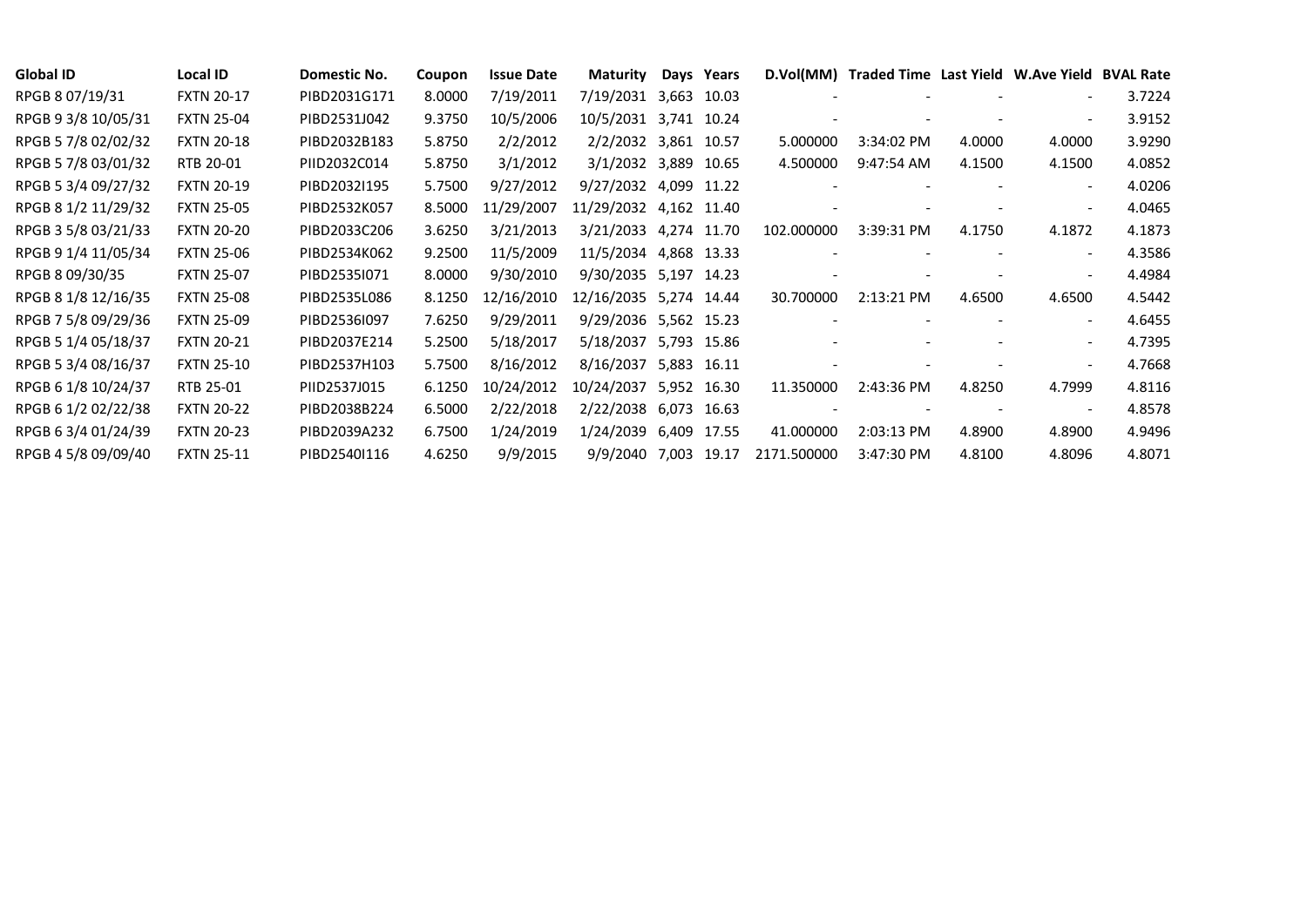| Global ID | Local ID | Domestic No. | Coupon | Issue Date | Maturity | Days | Years | D.Vol(MM) | Traded Time | Last Yield | W.Ave Yield | BVAL Rate |
|---|---|---|---|---|---|---|---|---|---|---|---|---|
| RPGB 8 07/19/31 | FXTN 20-17 | PIBD2031G171 | 8.0000 | 7/19/2011 | 7/19/2031 | 3,663 | 10.03 | - | - | - | - | 3.7224 |
| RPGB 9 3/8 10/05/31 | FXTN 25-04 | PIBD2531J042 | 9.3750 | 10/5/2006 | 10/5/2031 | 3,741 | 10.24 | - | - | - | - | 3.9152 |
| RPGB 5 7/8 02/02/32 | FXTN 20-18 | PIBD2032B183 | 5.8750 | 2/2/2012 | 2/2/2032 | 3,861 | 10.57 | 5.000000 | 3:34:02 PM | 4.0000 | 4.0000 | 3.9290 |
| RPGB 5 7/8 03/01/32 | RTB 20-01 | PIID2032C014 | 5.8750 | 3/1/2012 | 3/1/2032 | 3,889 | 10.65 | 4.500000 | 9:47:54 AM | 4.1500 | 4.1500 | 4.0852 |
| RPGB 5 3/4 09/27/32 | FXTN 20-19 | PIBD2032I195 | 5.7500 | 9/27/2012 | 9/27/2032 | 4,099 | 11.22 | - | - | - | - | 4.0206 |
| RPGB 8 1/2 11/29/32 | FXTN 25-05 | PIBD2532K057 | 8.5000 | 11/29/2007 | 11/29/2032 | 4,162 | 11.40 | - | - | - | - | 4.0465 |
| RPGB 3 5/8 03/21/33 | FXTN 20-20 | PIBD2033C206 | 3.6250 | 3/21/2013 | 3/21/2033 | 4,274 | 11.70 | 102.000000 | 3:39:31 PM | 4.1750 | 4.1872 | 4.1873 |
| RPGB 9 1/4 11/05/34 | FXTN 25-06 | PIBD2534K062 | 9.2500 | 11/5/2009 | 11/5/2034 | 4,868 | 13.33 | - | - | - | - | 4.3586 |
| RPGB 8 09/30/35 | FXTN 25-07 | PIBD2535I071 | 8.0000 | 9/30/2010 | 9/30/2035 | 5,197 | 14.23 | - | - | - | - | 4.4984 |
| RPGB 8 1/8 12/16/35 | FXTN 25-08 | PIBD2535L086 | 8.1250 | 12/16/2010 | 12/16/2035 | 5,274 | 14.44 | 30.700000 | 2:13:21 PM | 4.6500 | 4.6500 | 4.5442 |
| RPGB 7 5/8 09/29/36 | FXTN 25-09 | PIBD2536I097 | 7.6250 | 9/29/2011 | 9/29/2036 | 5,562 | 15.23 | - | - | - | - | 4.6455 |
| RPGB 5 1/4 05/18/37 | FXTN 20-21 | PIBD2037E214 | 5.2500 | 5/18/2017 | 5/18/2037 | 5,793 | 15.86 | - | - | - | - | 4.7395 |
| RPGB 5 3/4 08/16/37 | FXTN 25-10 | PIBD2537H103 | 5.7500 | 8/16/2012 | 8/16/2037 | 5,883 | 16.11 | - | - | - | - | 4.7668 |
| RPGB 6 1/8 10/24/37 | RTB 25-01 | PIID2537J015 | 6.1250 | 10/24/2012 | 10/24/2037 | 5,952 | 16.30 | 11.350000 | 2:43:36 PM | 4.8250 | 4.7999 | 4.8116 |
| RPGB 6 1/2 02/22/38 | FXTN 20-22 | PIBD2038B224 | 6.5000 | 2/22/2018 | 2/22/2038 | 6,073 | 16.63 | - | - | - | - | 4.8578 |
| RPGB 6 3/4 01/24/39 | FXTN 20-23 | PIBD2039A232 | 6.7500 | 1/24/2019 | 1/24/2039 | 6,409 | 17.55 | 41.000000 | 2:03:13 PM | 4.8900 | 4.8900 | 4.9496 |
| RPGB 4 5/8 09/09/40 | FXTN 25-11 | PIBD2540I116 | 4.6250 | 9/9/2015 | 9/9/2040 | 7,003 | 19.17 | 2171.500000 | 3:47:30 PM | 4.8100 | 4.8096 | 4.8071 |